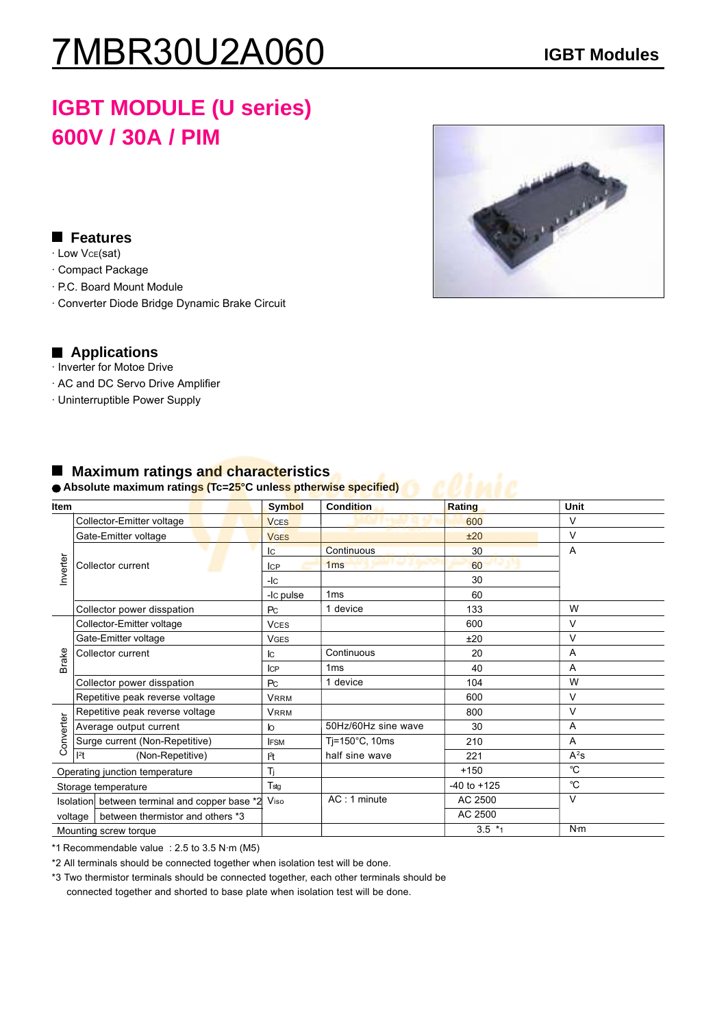# 7MBR30U2A060

IGBT Modules

## IGBT MODULE (U series)
## 600V / 30A / PIM

### Features

- · Low $V_{CE}$(sat)
- · Compact Package
- · P.C. Board Mount Module
- · Converter Diode Bridge Dynamic Brake Circuit

### Applications

- · Inverter for Motoe Drive
- · AC and DC Servo Drive Amplifier
- · Uninterruptible Power Supply

### Maximum ratings and characteristics

● **Absolute maximum ratings (Tc=25°C unless ptherwise specified)**

| Item | | Symbol | Condition | Rating | Unit |
|---|---|---|---|---|---|
| Inverter | Collector-Emitter voltage | $V_{CES}$ | | 600 | V |
| | Gate-Emitter voltage | $V_{GES}$ | | ±20 | V |
| | Collector current | $I_C$ | Continuous | 30 | A |
| | | $I_{CP}$ | 1ms | 60 | |
| | | $-I_C$ | | 30 | |
| | | $-I_C$ pulse | 1ms | 60 | |
| | Collector power dissipation | $P_C$ | 1 device | 133 | W |
| Brake | Collector-Emitter voltage | $V_{CES}$ | | 600 | V |
| | Gate-Emitter voltage | $V_{GES}$ | | ±20 | V |
| | Collector current | $I_C$ | Continuous | 20 | A |
| | | $I_{CP}$ | 1ms | 40 | A |
| | Collector power dissipation | $P_C$ | 1 device | 104 | W |
| | Repetitive peak reverse voltage | $V_{RRM}$ | | 600 | V |
| Converter | Repetitive peak reverse voltage | $V_{RRM}$ | | 800 | V |
| | Average output current | $I_O$ | 50Hz/60Hz sine wave | 30 | A |
| | Surge current (Non-Repetitive) | $I_{FSM}$ | Tj=150°C, 10ms | 210 | A |
| | $I^2t$ (Non-Repetitive) | $I^2t$ | half sine wave | 221 | $A^2s$ |
| Operating junction temperature | | $T_j$ | | +150 | °C |
| Storage temperature | | $T_{stg}$ | | -40 to +125 | °C |
| Isolation voltage | between terminal and copper base *2 | $V_{iso}$ | AC : 1 minute | AC 2500 | V |
| | between thermistor and others *3 | | | AC 2500 | |
| Mounting screw torque | | | | 3.5 *1 | N·m |

*1 Recommendable value : 2.5 to 3.5 N·m (M5)

*2 All terminals should be connected together when isolation test will be done.

*3 Two thermistor terminals should be connected together, each other terminals should be connected together and shorted to base plate when isolation test will be done.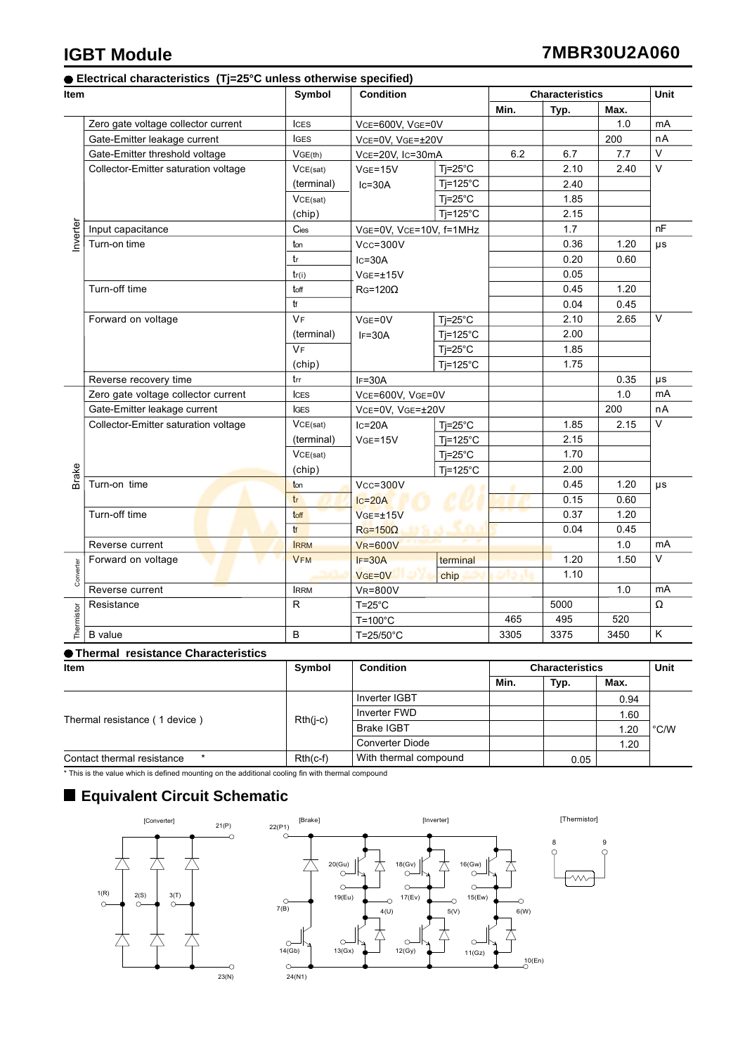# IGBT Module

**7MBR30U2A060**

## ● Electrical characteristics (Tj=25°C unless otherwise specified)

| Item | | Symbol | Condition | | Min. | Typ. | Max. | Unit |
|---|---|---|---|---|---|---|---|---|
| Inverter | Zero gate voltage collector current | $I_{CES}$ | $V_{CE}$=600V, $V_{GE}$=0V | | | | 1.0 | mA |
| | Gate-Emitter leakage current | $I_{GES}$ | $V_{CE}$=0V, $V_{GE}$=±20V | | | | 200 | nA |
| | Gate-Emitter threshold voltage | $V_{GE(th)}$ | $V_{CE}$=20V, $I_C$=30mA | | 6.2 | 6.7 | 7.7 | V |
| | Collector-Emitter saturation voltage | $V_{CE(sat)}$ (terminal) | $V_{GE}$=15V, $I_C$=30A | Tj=25°C | | 2.10 | 2.40 | V |
| | | | | Tj=125°C | | 2.40 | | |
| | | $V_{CE(sat)}$ (chip) | | Tj=25°C | | 1.85 | | |
| | | | | Tj=125°C | | 2.15 | | |
| | Input capacitance | $C_{ies}$ | $V_{GE}$=0V, $V_{CE}$=10V, f=1MHz | | | 1.7 | | nF |
| | Turn-on time | $t_{on}$ | $V_{CC}$=300V, $I_C$=30A, $V_{GE}$=±15V, $R_G$=120Ω | | | 0.36 | 1.20 | μs |
| | | $t_r$ | | | | 0.20 | 0.60 | |
| | | $t_{r(i)}$ | | | | 0.05 | | |
| | Turn-off time | $t_{off}$ | | | | 0.45 | 1.20 | |
| | | $t_f$ | | | | 0.04 | 0.45 | |
| | Forward on voltage | $V_F$ (terminal) | $V_{GE}$=0V, $I_F$=30A | Tj=25°C | | 2.10 | 2.65 | V |
| | | | | Tj=125°C | | 2.00 | | |
| | | $V_F$ (chip) | | Tj=25°C | | 1.85 | | |
| | | | | Tj=125°C | | 1.75 | | |
| | Reverse recovery time | $t_{rr}$ | $I_F$=30A | | | | 0.35 | μs |
| Brake | Zero gate voltage collector current | $I_{CES}$ | $V_{CE}$=600V, $V_{GE}$=0V | | | | 1.0 | mA |
| | Gate-Emitter leakage current | $I_{GES}$ | $V_{CE}$=0V, $V_{GE}$=±20V | | | | 200 | nA |
| | Collector-Emitter saturation voltage | $V_{CE(sat)}$ (terminal) | $I_C$=20A, $V_{GE}$=15V | Tj=25°C | | 1.85 | 2.15 | V |
| | | | | Tj=125°C | | 2.15 | | |
| | | $V_{CE(sat)}$ (chip) | | Tj=25°C | | 1.70 | | |
| | | | | Tj=125°C | | 2.00 | | |
| | Turn-on time | $t_{on}$ | $V_{CC}$=300V, $I_C$=20A, $V_{GE}$=±15V, $R_G$=150Ω | | | 0.45 | 1.20 | μs |
| | | $t_r$ | | | | 0.15 | 0.60 | |
| | Turn-off time | $t_{off}$ | | | | 0.37 | 1.20 | |
| | | $t_f$ | | | | 0.04 | 0.45 | |
| | Reverse current | $I_{RRM}$ | $V_R$=600V | | | | 1.0 | mA |
| Converter | Forward on voltage | $V_{FM}$ | $I_F$=30A, $V_{GE}$=0V | terminal | | 1.20 | 1.50 | V |
| | | | | chip | | 1.10 | | |
| | Reverse current | $I_{RRM}$ | $V_R$=800V | | | | 1.0 | mA |
| Thermistor | Resistance | R | T=25°C | | | 5000 | | Ω |
| | | | T=100°C | | 465 | 495 | 520 | |
| | B value | B | T=25/50°C | | 3305 | 3375 | 3450 | K |

## ● Thermal resistance Characteristics

| Item | Symbol | Condition | Min. | Typ. | Max. | Unit |
|---|---|---|---|---|---|---|
| Thermal resistance ( 1 device ) | $R_{th(j-c)}$ | Inverter IGBT | | | 0.94 | °C/W |
| | | Inverter FWD | | | 1.60 | |
| | | Brake IGBT | | | 1.20 | |
| | | Converter Diode | | | 1.20 | |
| Contact thermal resistance * | $R_{th(c-f)}$ | With thermal compound | | 0.05 | | |

* This is the value which is defined mounting on the additional cooling fin with thermal compound

## ■ Equivalent Circuit Schematic

[Converter] 21(P) 1(R) 2(S) 3(T) 23(N)

[Brake] 22(P1) 7(B) 14(Gb) 24(N1)

[Inverter] 20(Gu) 19(Eu) 18(Gv) 17(Ev) 16(Gw) 15(Ew) 4(U) 5(V) 6(W) 13(Gx) 12(Gy) 11(Gz) 10(En)

[Thermistor] 8 9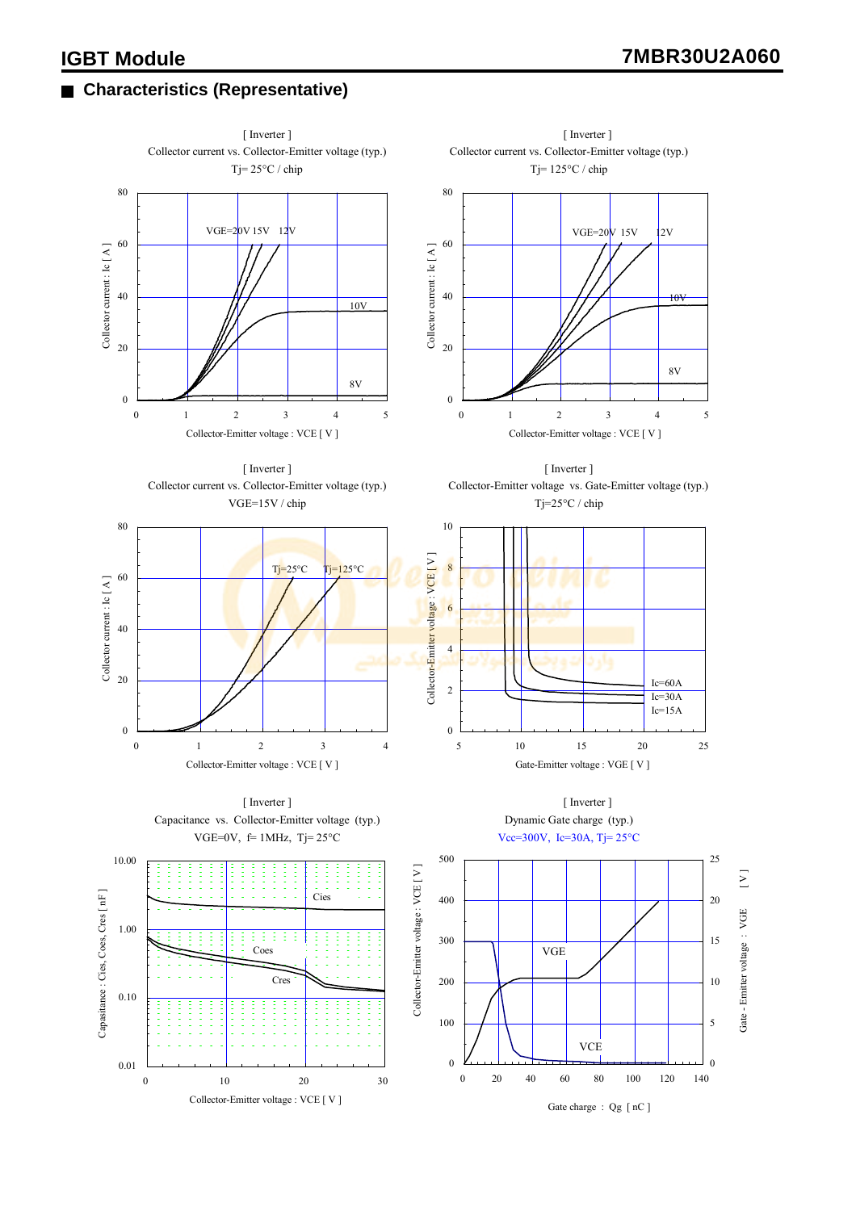## Characteristics (Representative)

[ Inverter ]
Collector current vs. Collector-Emitter voltage (typ.)
Tj= 25°C / chip

Collector current : Ic [ A ]
VGE=20V 15V 12V
10V
8V
Collector-Emitter voltage : VCE [ V ]

[ Inverter ]
Collector current vs. Collector-Emitter voltage (typ.)
Tj= 125°C / chip

Collector current : Ic [ A ]
VGE=20V 15V 12V
10V
8V
Collector-Emitter voltage : VCE [ V ]

[ Inverter ]
Collector current vs. Collector-Emitter voltage (typ.)
VGE=15V / chip

Collector current : Ic [ A ]
Tj=25°C
Tj=125°C
Collector-Emitter voltage : VCE [ V ]

[ Inverter ]
Collector-Emitter voltage vs. Gate-Emitter voltage (typ.)
Tj=25°C / chip

Collector-Emitter voltage : VCE [ V ]
Ic=60A
Ic=30A
Ic=15A
Gate-Emitter voltage : VGE [ V ]

[ Inverter ]
Capacitance vs. Collector-Emitter voltage (typ.)
VGE=0V, f= 1MHz, Tj= 25°C

Capacitance : Cies, Coes, Cres [ nF ]
Cies
Coes
Cres
Collector-Emitter voltage : VCE [ V ]

[ Inverter ]
Dynamic Gate charge (typ.)
Vcc=300V, Ic=30A, Tj= 25°C

Collector-Emitter voltage : VCE [ V ]
Gate - Emitter voltage : VGE [ V ]
VGE
VCE
Gate charge : Qg [ nC ]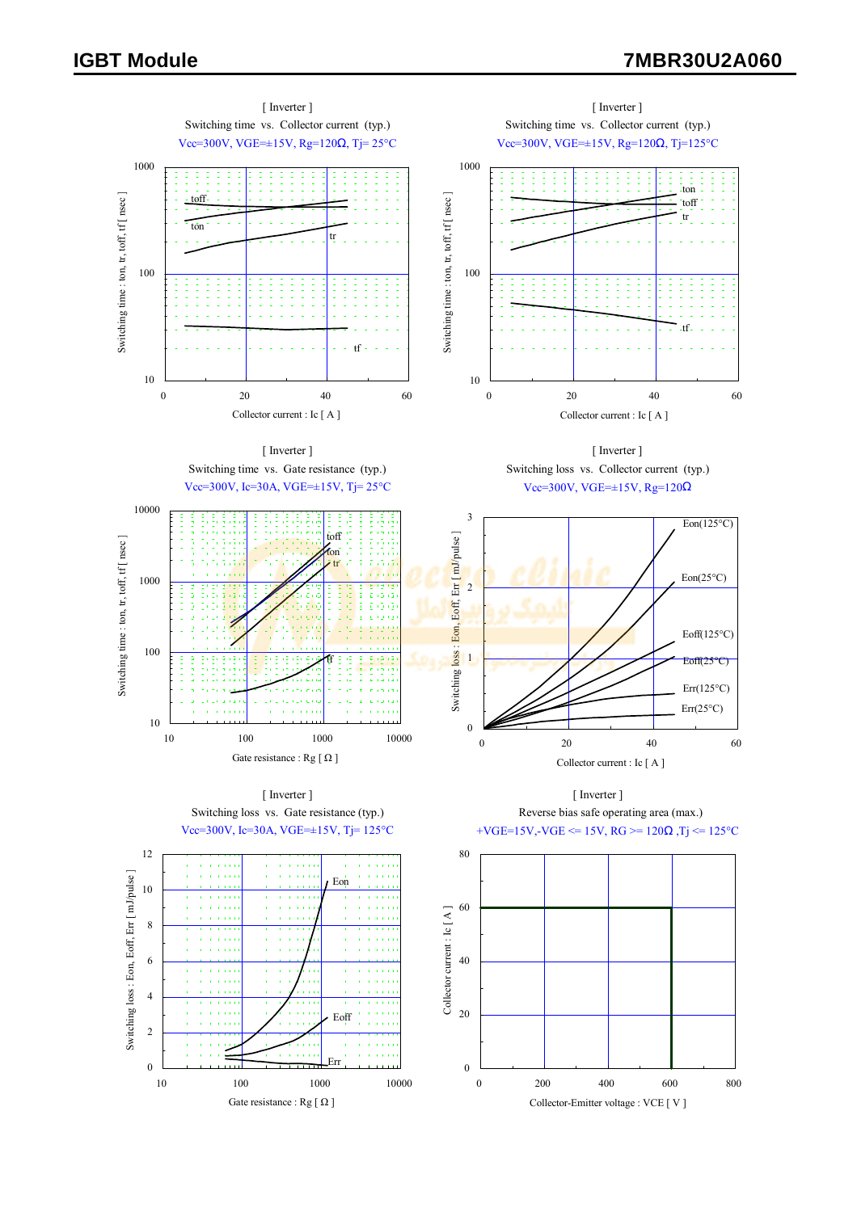## [ Inverter ]

Switching time vs. Collector current (typ.)

Vcc=300V, VGE=±15V, Rg=120Ω, Tj= 25°C

Switching time : ton, tr, toff, tf [ nsec ]

Collector current : Ic [ A ]

## [ Inverter ]

Switching time vs. Collector current (typ.)

Vcc=300V, VGE=±15V, Rg=120Ω, Tj=125°C

Switching time : ton, tr, toff, tf [ nsec ]

Collector current : Ic [ A ]

## [ Inverter ]

Switching time vs. Gate resistance (typ.)

Vcc=300V, Ic=30A, VGE=±15V, Tj= 25°C

Switching time : ton, tr, toff, tf [ nsec ]

Gate resistance : Rg [ Ω ]

## [ Inverter ]

Switching loss vs. Collector current (typ.)

Vcc=300V, VGE=±15V, Rg=120Ω

Switching loss : Eon, Eoff, Err [ mJ/pulse ]

Collector current : Ic [ A ]

## [ Inverter ]

Switching loss vs. Gate resistance (typ.)

Vcc=300V, Ic=30A, VGE=±15V, Tj= 125°C

Switching loss : Eon, Eoff, Err [ mJ/pulse ]

Gate resistance : Rg [ Ω ]

## [ Inverter ]

Reverse bias safe operating area (max.)

+VGE=15V,-VGE <= 15V, RG >= 120Ω ,Tj <= 125°C

Collector current : Ic [ A ]

Collector-Emitter voltage : VCE [ V ]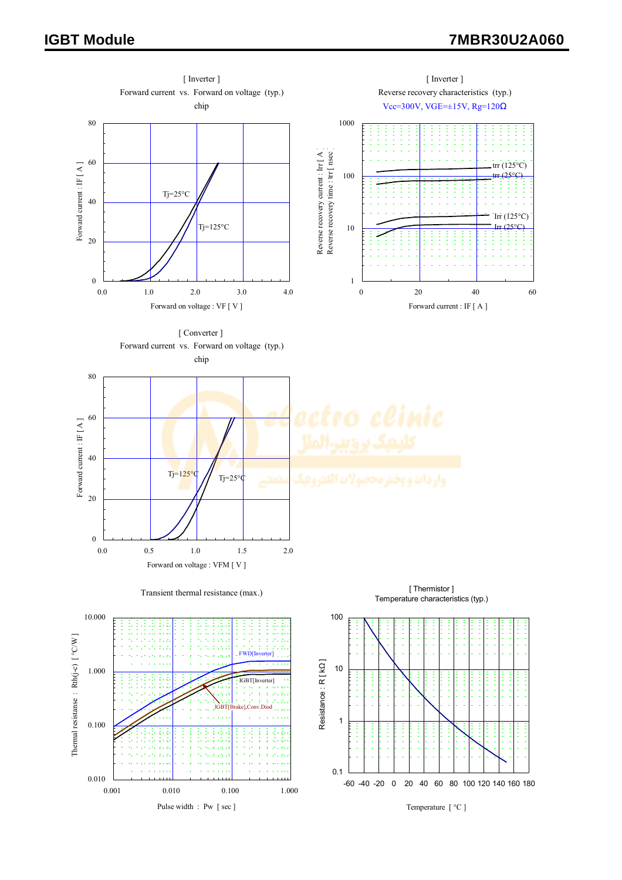[ Inverter ]
Forward current vs. Forward on voltage (typ.)
chip

Forward current : IF [ A ]

Tj=25°C

Tj=125°C

Forward on voltage : VF [ V ]

[ Inverter ]
Reverse recovery characteristics (typ.)
Vcc=300V, VGE=±15V, Rg=120Ω

Reverse recovery current : Irr [ A ]
Reverse recovery time : trr [ nsec ]

trr (125°C)
trr (25°C)
Irr (125°C)
Irr (25°C)

Forward current : IF [ A ]

[ Converter ]
Forward current vs. Forward on voltage (typ.)
chip

Forward current : IF [ A ]

Tj=125°C

Tj=25°C

Forward on voltage : VFM [ V ]

Transient thermal resistance (max.)

Thermal resistanse : Rth(j-c) [ °C/W ]

FWD[Inverter]

IGBT[Inverter]

IGBT[Brake],Conv.Diod

Pulse width : Pw [ sec ]

[ Thermistor ]
Temperature characteristics (typ.)

Resistance : R [ kΩ ]

Temperature [ °C ]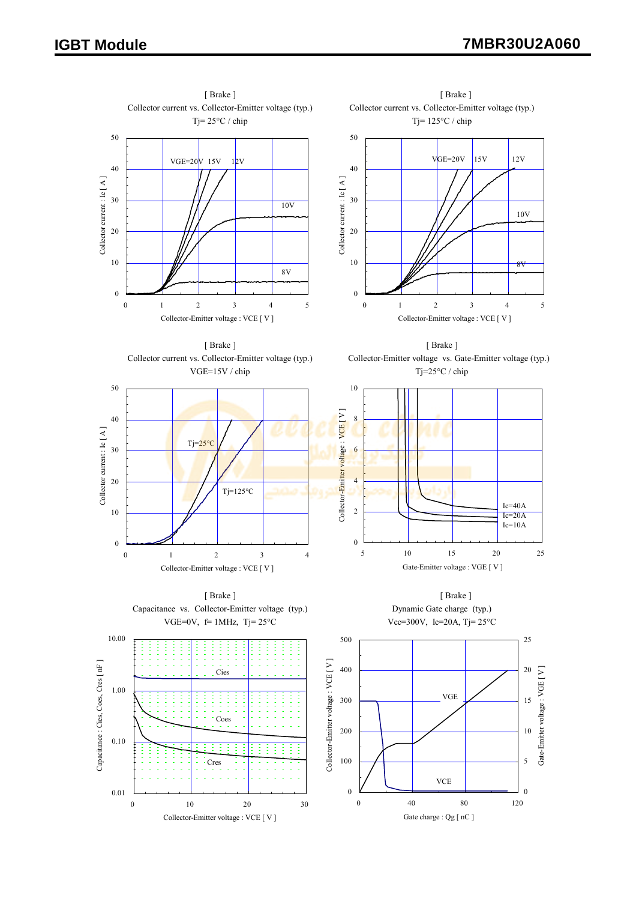[ Brake ]
Collector current vs. Collector-Emitter voltage (typ.)
Tj= 25°C / chip

VGE=20V 15V 12V
10V
8V

Collector current : Ic [ A ]
Collector-Emitter voltage : VCE [ V ]

[ Brake ]
Collector current vs. Collector-Emitter voltage (typ.)
Tj= 125°C / chip

VGE=20V 15V 12V
10V
8V

Collector current : Ic [ A ]
Collector-Emitter voltage : VCE [ V ]

[ Brake ]
Collector current vs. Collector-Emitter voltage (typ.)
VGE=15V / chip

Tj=25°C
Tj=125°C

Collector current : Ic [ A ]
Collector-Emitter voltage : VCE [ V ]

[ Brake ]
Collector-Emitter voltage vs. Gate-Emitter voltage (typ.)
Tj=25°C / chip

Ic=40A
Ic=20A
Ic=10A

Collector-Emitter voltage : VCE [ V ]
Gate-Emitter voltage : VGE [ V ]

[ Brake ]
Capacitance vs. Collector-Emitter voltage (typ.)
VGE=0V, f= 1MHz, Tj= 25°C

Cies
Coes
Cres

Capacitance : Cies, Coes, Cres [ nF ]
Collector-Emitter voltage : VCE [ V ]

[ Brake ]
Dynamic Gate charge (typ.)
Vcc=300V, Ic=20A, Tj= 25°C

VGE
VCE

Collector-Emitter voltage : VCE [ V ]
Gate-Emitter voltage : VGE [ V ]
Gate charge : Qg [ nC ]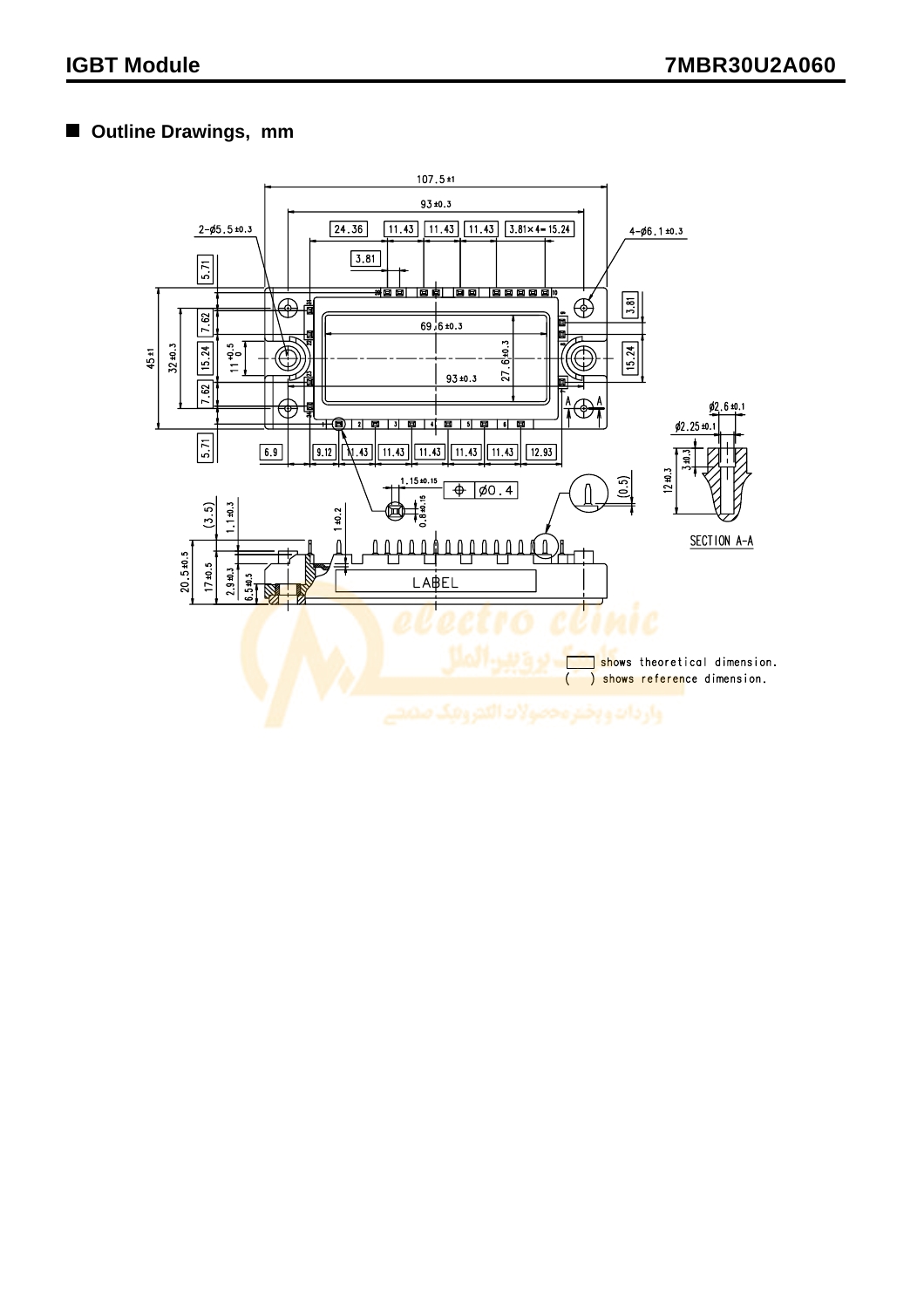## Outline Drawings, mm

107.5 ±1

93 ±0.3

2-ϕ5.5 ±0.3

24.36 | 11.43 | 11.43 | 11.43 | 3.81×4= 15.24

4-ϕ6.1 ±0.3

3.81

5.71

7.62

15.24

7.62

5.71

45 ±1

32 ±0.3

$11^{+0.5}_{0}$

69.6 ±0.3

93 ±0.3

27.6 ±0.3

3.81

15.24

ϕ2.6 ±0.1

ϕ2.25 ±0.1

3 ±0.3

12 ±0.3

SECTION A-A

6.9 | 9.12 | 11.43 | 11.43 | 11.43 | 11.43 | 11.43 | 12.93

1.15 ±0.15

ϕ0.4

0.8 ±0.15

(0.5)

(3.5)

1.1 ±0.3

1 ±0.2

20.5 ±0.5

17 ±0.5

2.9 ±0.3

6.5 ±0.5

LABEL

▭ shows theoretical dimension.

( ) shows reference dimension.